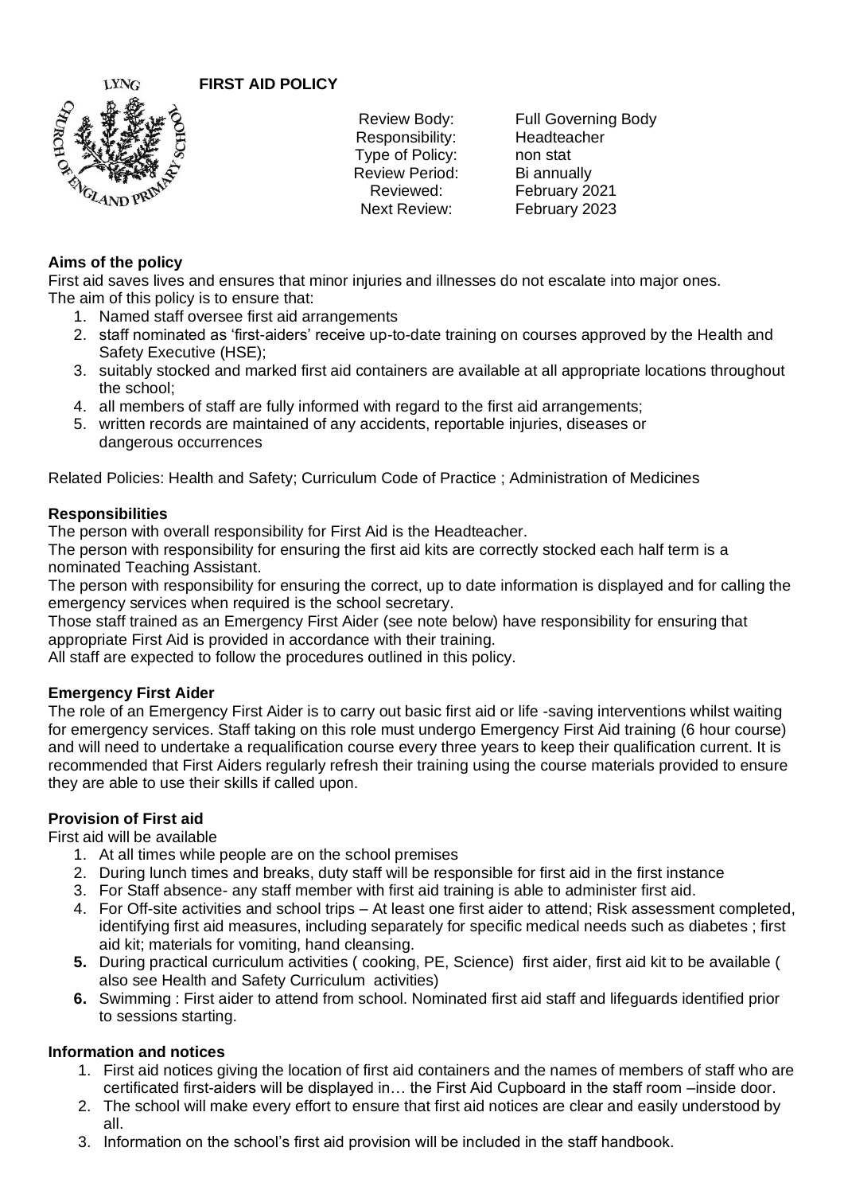# FIRST AID POLICY

| | |
|---|---|
| Review Body: | Full Governing Body |
| Responsibility: | Headteacher |
| Type of Policy: | non stat |
| Review Period: | Bi annually |
| Reviewed: | February 2021 |
| Next Review: | February 2023 |

## Aims of the policy

First aid saves lives and ensures that minor injuries and illnesses do not escalate into major ones.
The aim of this policy is to ensure that:

1. Named staff oversee first aid arrangements
2. staff nominated as 'first-aiders' receive up-to-date training on courses approved by the Health and Safety Executive (HSE);
3. suitably stocked and marked first aid containers are available at all appropriate locations throughout the school;
4. all members of staff are fully informed with regard to the first aid arrangements;
5. written records are maintained of any accidents, reportable injuries, diseases or dangerous occurrences

Related Policies: Health and Safety; Curriculum Code of Practice ; Administration of Medicines

## Responsibilities

The person with overall responsibility for First Aid is the Headteacher.
The person with responsibility for ensuring the first aid kits are correctly stocked each half term is a nominated Teaching Assistant.
The person with responsibility for ensuring the correct, up to date information is displayed and for calling the emergency services when required is the school secretary.
Those staff trained as an Emergency First Aider (see note below) have responsibility for ensuring that appropriate First Aid is provided in accordance with their training.
All staff are expected to follow the procedures outlined in this policy.

## Emergency First Aider

The role of an Emergency First Aider is to carry out basic first aid or life -saving interventions whilst waiting for emergency services. Staff taking on this role must undergo Emergency First Aid training (6 hour course) and will need to undertake a requalification course every three years to keep their qualification current. It is recommended that First Aiders regularly refresh their training using the course materials provided to ensure they are able to use their skills if called upon.

## Provision of First aid

First aid will be available

1. At all times while people are on the school premises
2. During lunch times and breaks, duty staff will be responsible for first aid in the first instance
3. For Staff absence- any staff member with first aid training is able to administer first aid.
4. For Off-site activities and school trips – At least one first aider to attend; Risk assessment completed, identifying first aid measures, including separately for specific medical needs such as diabetes ; first aid kit; materials for vomiting, hand cleansing.
5. **During** practical curriculum activities ( cooking, PE, Science) first aider, first aid kit to be available ( also see Health and Safety Curriculum activities)
6. **Swimming** : First aider to attend from school. Nominated first aid staff and lifeguards identified prior to sessions starting.

## Information and notices

1. First aid notices giving the location of first aid containers and the names of members of staff who are certificated first-aiders will be displayed in… the First Aid Cupboard in the staff room –inside door.
2. The school will make every effort to ensure that first aid notices are clear and easily understood by all.
3. Information on the school's first aid provision will be included in the staff handbook.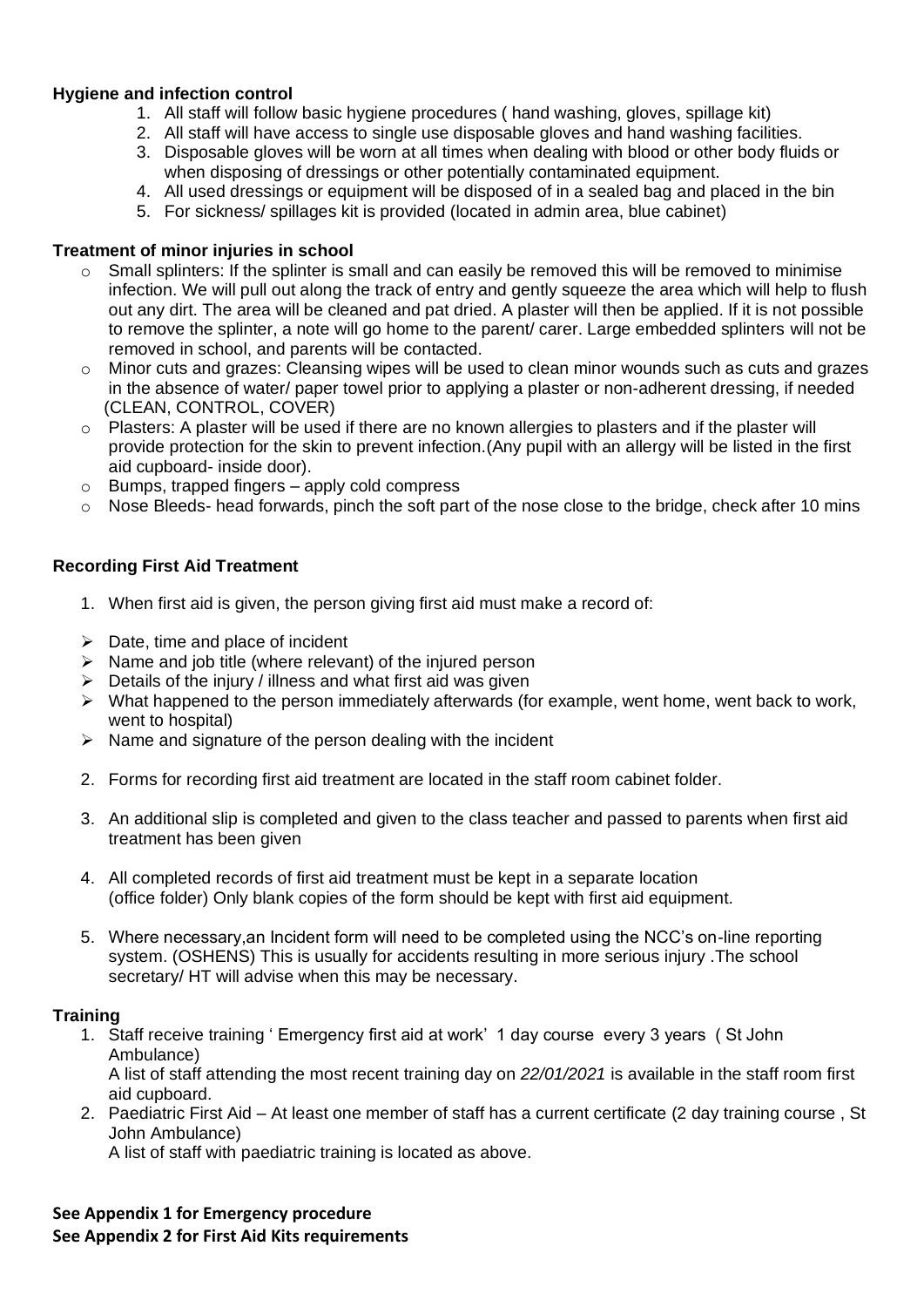**Hygiene and infection control**

1. All staff will follow basic hygiene procedures ( hand washing, gloves, spillage kit)
2. All staff will have access to single use disposable gloves and hand washing facilities.
3. Disposable gloves will be worn at all times when dealing with blood or other body fluids or when disposing of dressings or other potentially contaminated equipment.
4. All used dressings or equipment will be disposed of in a sealed bag and placed in the bin
5. For sickness/ spillages kit is provided (located in admin area, blue cabinet)

**Treatment of minor injuries in school**

- Small splinters: If the splinter is small and can easily be removed this will be removed to minimise infection. We will pull out along the track of entry and gently squeeze the area which will help to flush out any dirt. The area will be cleaned and pat dried. A plaster will then be applied. If it is not possible to remove the splinter, a note will go home to the parent/ carer. Large embedded splinters will not be removed in school, and parents will be contacted.
- Minor cuts and grazes: Cleansing wipes will be used to clean minor wounds such as cuts and grazes in the absence of water/ paper towel prior to applying a plaster or non-adherent dressing, if needed (CLEAN, CONTROL, COVER)
- Plasters: A plaster will be used if there are no known allergies to plasters and if the plaster will provide protection for the skin to prevent infection.(Any pupil with an allergy will be listed in the first aid cupboard- inside door).
- Bumps, trapped fingers – apply cold compress
- Nose Bleeds- head forwards, pinch the soft part of the nose close to the bridge, check after 10 mins

**Recording First Aid Treatment**

1. When first aid is given, the person giving first aid must make a record of:

- Date, time and place of incident
- Name and job title (where relevant) of the injured person
- Details of the injury / illness and what first aid was given
- What happened to the person immediately afterwards (for example, went home, went back to work, went to hospital)
- Name and signature of the person dealing with the incident

2. Forms for recording first aid treatment are located in the staff room cabinet folder.

3. An additional slip is completed and given to the class teacher and passed to parents when first aid treatment has been given

4. All completed records of first aid treatment must be kept in a separate location (office folder) Only blank copies of the form should be kept with first aid equipment.

5. Where necessary,an Incident form will need to be completed using the NCC's on-line reporting system. (OSHENS) This is usually for accidents resulting in more serious injury .The school secretary/ HT will advise when this may be necessary.

**Training**

1. Staff receive training ' Emergency first aid at work' 1 day course every 3 years ( St John Ambulance)
   A list of staff attending the most recent training day on *22/01/2021* is available in the staff room first aid cupboard.
2. Paediatric First Aid – At least one member of staff has a current certificate (2 day training course , St John Ambulance)
   A list of staff with paediatric training is located as above.

**See Appendix 1 for Emergency procedure**
**See Appendix 2 for First Aid Kits requirements**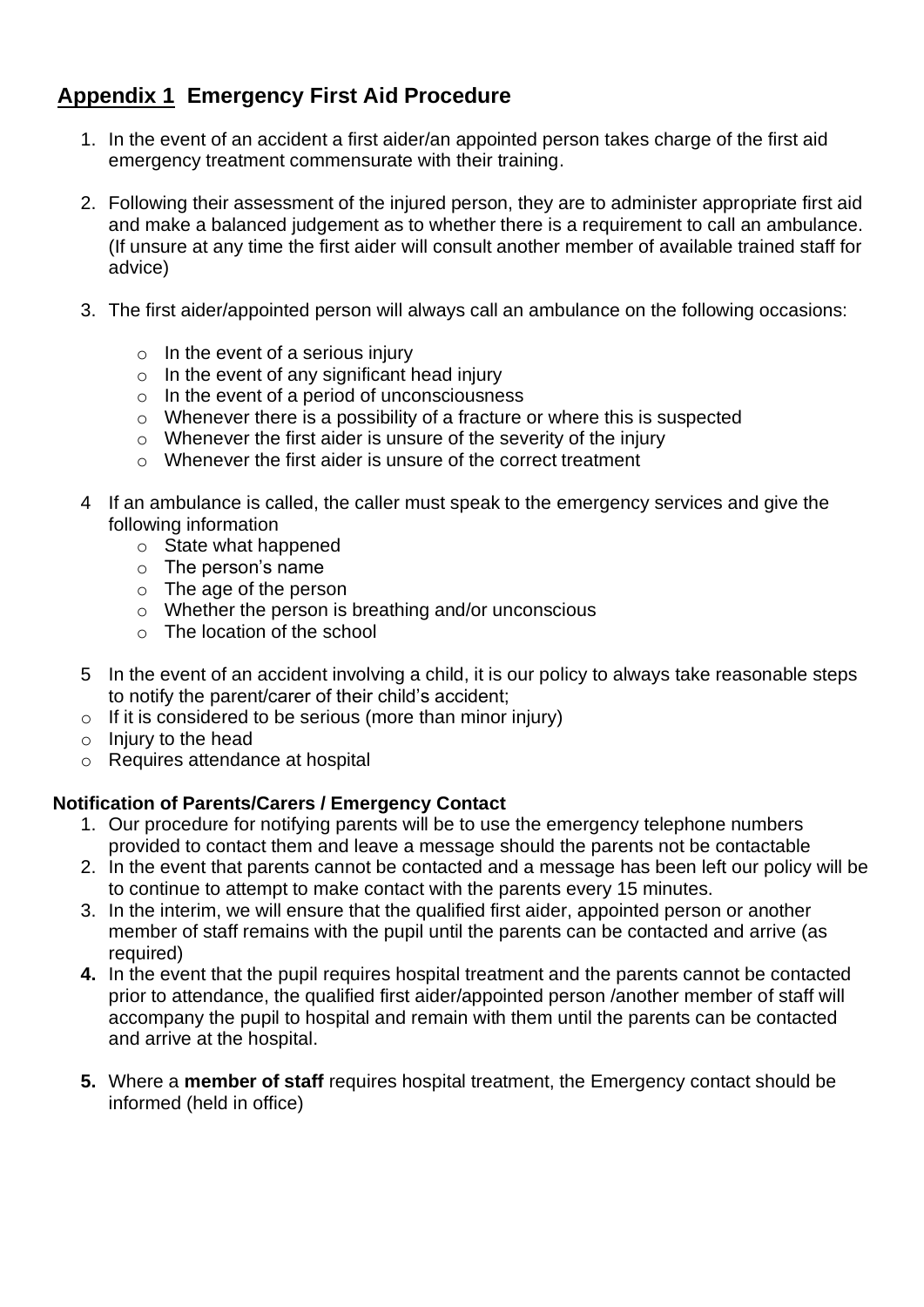## Appendix 1 Emergency First Aid Procedure

1. In the event of an accident a first aider/an appointed person takes charge of the first aid emergency treatment commensurate with their training.

2. Following their assessment of the injured person, they are to administer appropriate first aid and make a balanced judgement as to whether there is a requirement to call an ambulance. (If unsure at any time the first aider will consult another member of available trained staff for advice)

3. The first aider/appointed person will always call an ambulance on the following occasions:

   - In the event of a serious injury
   - In the event of any significant head injury
   - In the event of a period of unconsciousness
   - Whenever there is a possibility of a fracture or where this is suspected
   - Whenever the first aider is unsure of the severity of the injury
   - Whenever the first aider is unsure of the correct treatment

4. If an ambulance is called, the caller must speak to the emergency services and give the following information
   - State what happened
   - The person's name
   - The age of the person
   - Whether the person is breathing and/or unconscious
   - The location of the school

5. In the event of an accident involving a child, it is our policy to always take reasonable steps to notify the parent/carer of their child's accident;

- If it is considered to be serious (more than minor injury)
- Injury to the head
- Requires attendance at hospital

**Notification of Parents/Carers / Emergency Contact**

1. Our procedure for notifying parents will be to use the emergency telephone numbers provided to contact them and leave a message should the parents not be contactable
2. In the event that parents cannot be contacted and a message has been left our policy will be to continue to attempt to make contact with the parents every 15 minutes.
3. In the interim, we will ensure that the qualified first aider, appointed person or another member of staff remains with the pupil until the parents can be contacted and arrive (as required)
4. In the event that the pupil requires hospital treatment and the parents cannot be contacted prior to attendance, the qualified first aider/appointed person /another member of staff will accompany the pupil to hospital and remain with them until the parents can be contacted and arrive at the hospital.

5. Where a **member of staff** requires hospital treatment, the Emergency contact should be informed (held in office)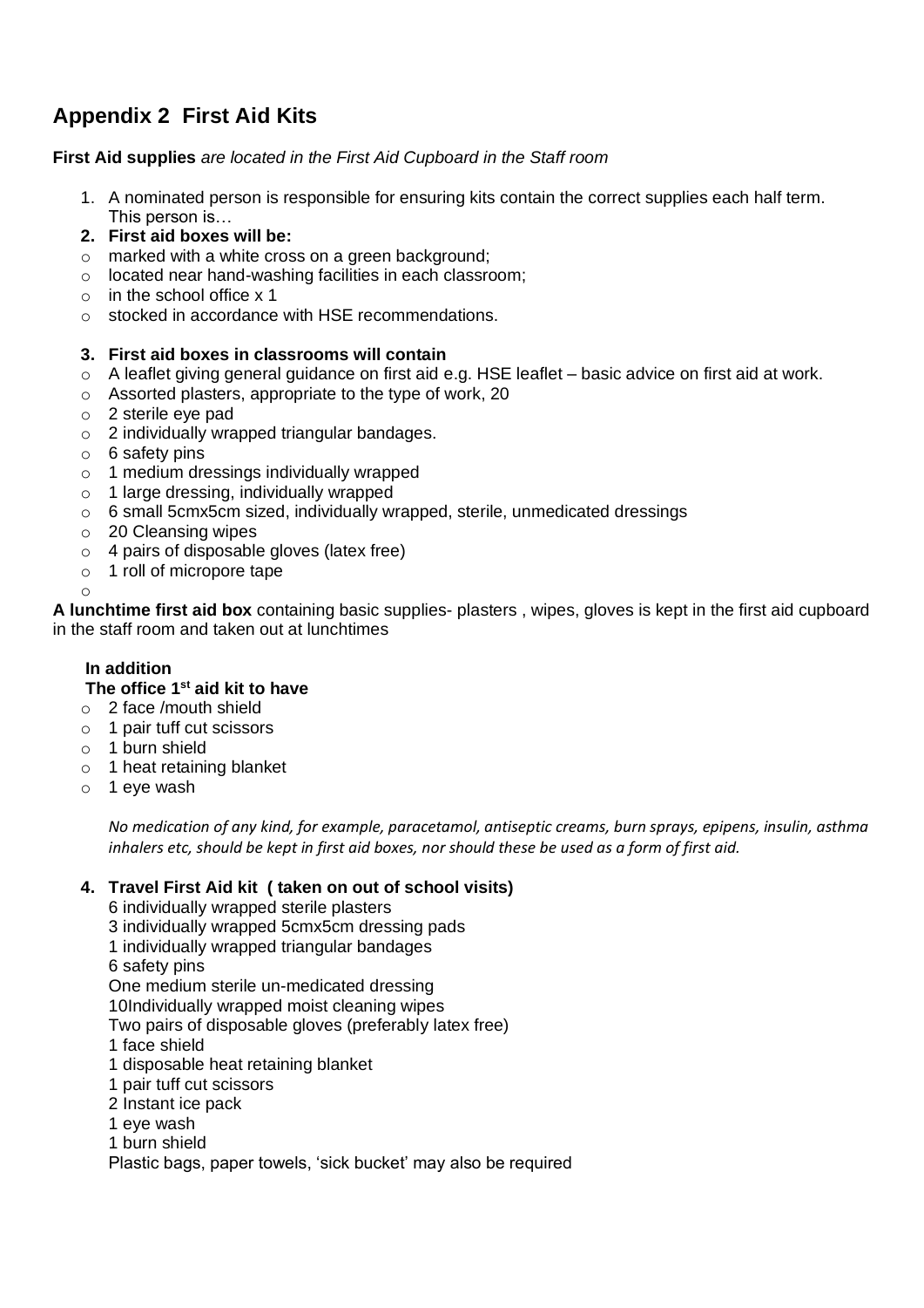## Appendix 2 First Aid Kits

**First Aid supplies** *are located in the First Aid Cupboard in the Staff room*

1. A nominated person is responsible for ensuring kits contain the correct supplies each half term. This person is…
2. **First aid boxes will be:**
   - marked with a white cross on a green background;
   - located near hand-washing facilities in each classroom;
   - in the school office x 1
   - stocked in accordance with HSE recommendations.
3. **First aid boxes in classrooms will contain**
   - A leaflet giving general guidance on first aid e.g. HSE leaflet – basic advice on first aid at work.
   - Assorted plasters, appropriate to the type of work, 20
   - 2 sterile eye pad
   - 2 individually wrapped triangular bandages.
   - 6 safety pins
   - 1 medium dressings individually wrapped
   - 1 large dressing, individually wrapped
   - 6 small 5cmx5cm sized, individually wrapped, sterile, unmedicated dressings
   - 20 Cleansing wipes
   - 4 pairs of disposable gloves (latex free)
   - 1 roll of micropore tape

**A lunchtime first aid box** containing basic supplies- plasters , wipes, gloves is kept in the first aid cupboard in the staff room and taken out at lunchtimes

**In addition**
**The office 1st aid kit to have**
- 2 face /mouth shield
- 1 pair tuff cut scissors
- 1 burn shield
- 1 heat retaining blanket
- 1 eye wash

*No medication of any kind, for example, paracetamol, antiseptic creams, burn sprays, epipens, insulin, asthma inhalers etc, should be kept in first aid boxes, nor should these be used as a form of first aid.*

4. **Travel First Aid kit ( taken on out of school visits)**

   6 individually wrapped sterile plasters
   3 individually wrapped 5cmx5cm dressing pads
   1 individually wrapped triangular bandages
   6 safety pins
   One medium sterile un-medicated dressing
   10Individually wrapped moist cleaning wipes
   Two pairs of disposable gloves (preferably latex free)
   1 face shield
   1 disposable heat retaining blanket
   1 pair tuff cut scissors
   2 Instant ice pack
   1 eye wash
   1 burn shield
   Plastic bags, paper towels, 'sick bucket' may also be required